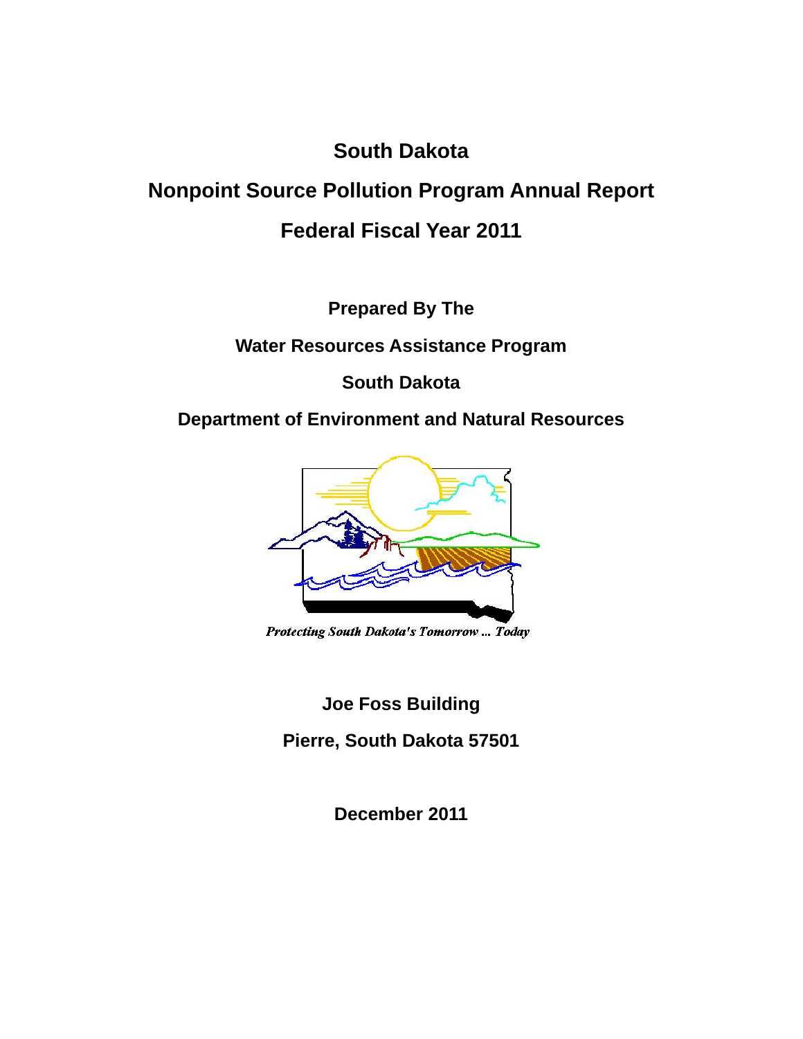# South Dakota

# Nonpoint Source Pollution Program Annual Report

# Federal Fiscal Year 2011

**Prepared By The**

**Water Resources Assistance Program**

**South Dakota**

**Department of Environment and Natural Resources**

*Protecting South Dakota's Tomorrow ... Today*

**Joe Foss Building**

**Pierre, South Dakota 57501**

**December 2011**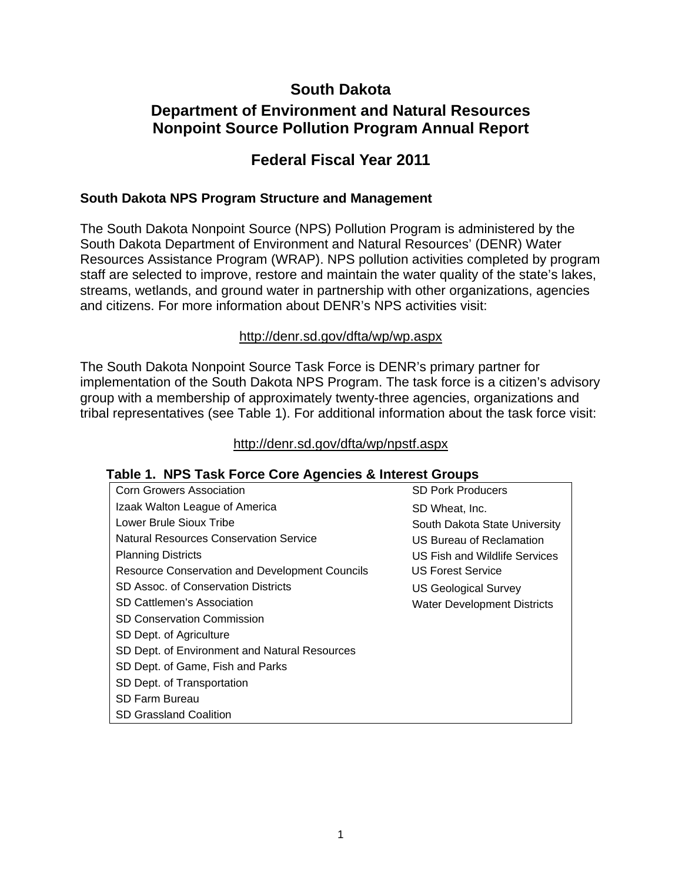# South Dakota

## Department of Environment and Natural Resources
## Nonpoint Source Pollution Program Annual Report

## Federal Fiscal Year 2011

### South Dakota NPS Program Structure and Management

The South Dakota Nonpoint Source (NPS) Pollution Program is administered by the South Dakota Department of Environment and Natural Resources' (DENR) Water Resources Assistance Program (WRAP). NPS pollution activities completed by program staff are selected to improve, restore and maintain the water quality of the state's lakes, streams, wetlands, and ground water in partnership with other organizations, agencies and citizens. For more information about DENR's NPS activities visit:

http://denr.sd.gov/dfta/wp/wp.aspx

The South Dakota Nonpoint Source Task Force is DENR's primary partner for implementation of the South Dakota NPS Program. The task force is a citizen's advisory group with a membership of approximately twenty-three agencies, organizations and tribal representatives (see Table 1). For additional information about the task force visit:

http://denr.sd.gov/dfta/wp/npstf.aspx

**Table 1. NPS Task Force Core Agencies & Interest Groups**

| | |
|---|---|
| Corn Growers Association | SD Pork Producers |
| Izaak Walton League of America | SD Wheat, Inc. |
| Lower Brule Sioux Tribe | South Dakota State University |
| Natural Resources Conservation Service | US Bureau of Reclamation |
| Planning Districts | US Fish and Wildlife Services |
| Resource Conservation and Development Councils | US Forest Service |
| SD Assoc. of Conservation Districts | US Geological Survey |
| SD Cattlemen's Association | Water Development Districts |
| SD Conservation Commission | |
| SD Dept. of Agriculture | |
| SD Dept. of Environment and Natural Resources | |
| SD Dept. of Game, Fish and Parks | |
| SD Dept. of Transportation | |
| SD Farm Bureau | |
| SD Grassland Coalition | |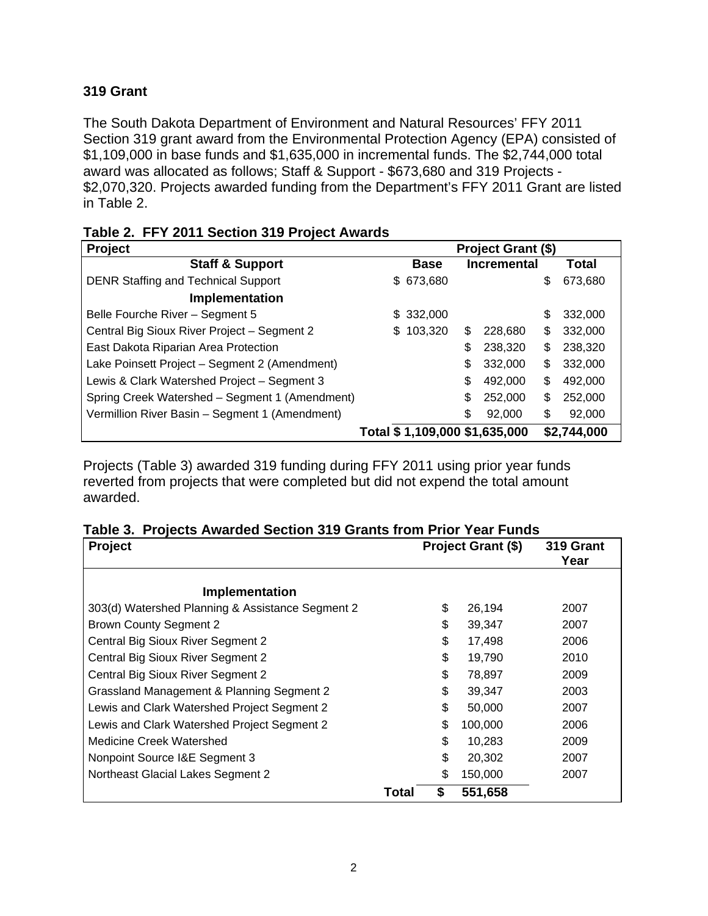## 319 Grant

The South Dakota Department of Environment and Natural Resources' FFY 2011 Section 319 grant award from the Environmental Protection Agency (EPA) consisted of $1,109,000 in base funds and $1,635,000 in incremental funds. The $2,744,000 total award was allocated as follows; Staff & Support - $673,680 and 319 Projects - $2,070,320. Projects awarded funding from the Department's FFY 2011 Grant are listed in Table 2.

**Table 2. FFY 2011 Section 319 Project Awards**

| Project | Project Grant ($) | | |
|---|---|---|---|
| **Staff & Support** | **Base** | **Incremental** | **Total** |
| DENR Staffing and Technical Support | $ 673,680 | | $ 673,680 |
| **Implementation** | | | |
| Belle Fourche River – Segment 5 | $ 332,000 | | $ 332,000 |
| Central Big Sioux River Project – Segment 2 | $ 103,320 | $ 228,680 | $ 332,000 |
| East Dakota Riparian Area Protection | | $ 238,320 | $ 238,320 |
| Lake Poinsett Project – Segment 2 (Amendment) | | $ 332,000 | $ 332,000 |
| Lewis & Clark Watershed Project – Segment 3 | | $ 492,000 | $ 492,000 |
| Spring Creek Watershed – Segment 1 (Amendment) | | $ 252,000 | $ 252,000 |
| Vermillion River Basin – Segment 1 (Amendment) | | $ 92,000 | $ 92,000 |
| **Total** | **$ 1,109,000** | **$1,635,000** | **$2,744,000** |

Projects (Table 3) awarded 319 funding during FFY 2011 using prior year funds reverted from projects that were completed but did not expend the total amount awarded.

**Table 3. Projects Awarded Section 319 Grants from Prior Year Funds**

| Project | Project Grant ($) | 319 Grant Year |
|---|---|---|
| **Implementation** | | |
| 303(d) Watershed Planning & Assistance Segment 2 | $ 26,194 | 2007 |
| Brown County Segment 2 | $ 39,347 | 2007 |
| Central Big Sioux River Segment 2 | $ 17,498 | 2006 |
| Central Big Sioux River Segment 2 | $ 19,790 | 2010 |
| Central Big Sioux River Segment 2 | $ 78,897 | 2009 |
| Grassland Management & Planning Segment 2 | $ 39,347 | 2003 |
| Lewis and Clark Watershed Project Segment 2 | $ 50,000 | 2007 |
| Lewis and Clark Watershed Project Segment 2 | $ 100,000 | 2006 |
| Medicine Creek Watershed | $ 10,283 | 2009 |
| Nonpoint Source I&E Segment 3 | $ 20,302 | 2007 |
| Northeast Glacial Lakes Segment 2 | $ 150,000 | 2007 |
| **Total** | **$ 551,658** | |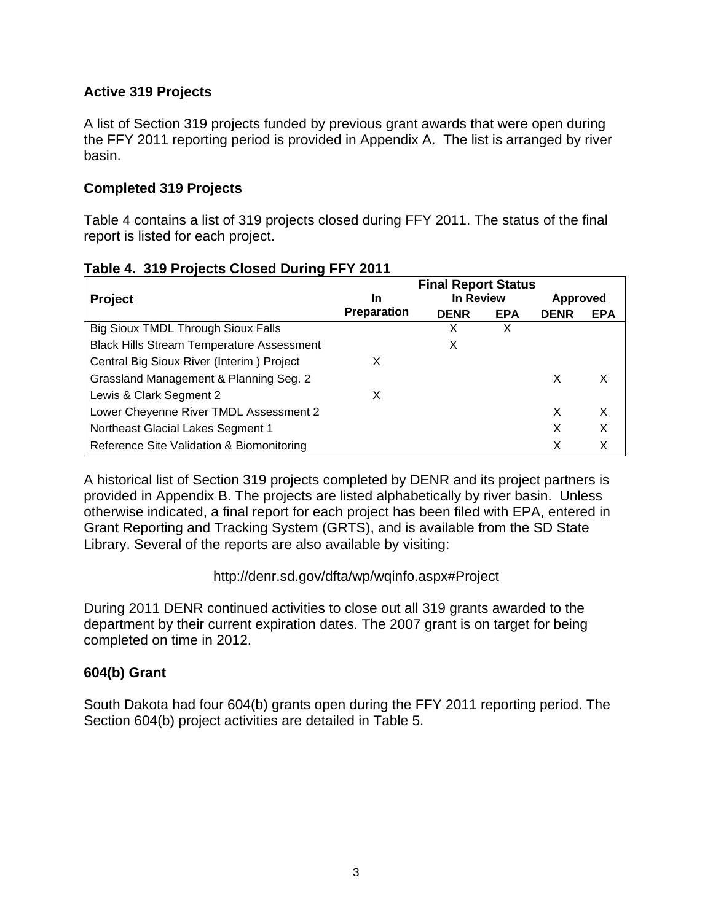## Active 319 Projects

A list of Section 319 projects funded by previous grant awards that were open during the FFY 2011 reporting period is provided in Appendix A. The list is arranged by river basin.

## Completed 319 Projects

Table 4 contains a list of 319 projects closed during FFY 2011. The status of the final report is listed for each project.

**Table 4. 319 Projects Closed During FFY 2011**

| Project | Final Report Status | | | | |
|---|---|---|---|---|---|
| | In Preparation | In Review | | Approved | |
| | | DENR | EPA | DENR | EPA |
| Big Sioux TMDL Through Sioux Falls | | X | X | | |
| Black Hills Stream Temperature Assessment | | X | | | |
| Central Big Sioux River (Interim ) Project | X | | | | |
| Grassland Management & Planning Seg. 2 | | | | X | X |
| Lewis & Clark Segment 2 | X | | | | |
| Lower Cheyenne River TMDL Assessment 2 | | | | X | X |
| Northeast Glacial Lakes Segment 1 | | | | X | X |
| Reference Site Validation & Biomonitoring | | | | X | X |

A historical list of Section 319 projects completed by DENR and its project partners is provided in Appendix B. The projects are listed alphabetically by river basin. Unless otherwise indicated, a final report for each project has been filed with EPA, entered in Grant Reporting and Tracking System (GRTS), and is available from the SD State Library. Several of the reports are also available by visiting:

http://denr.sd.gov/dfta/wp/wqinfo.aspx#Project

During 2011 DENR continued activities to close out all 319 grants awarded to the department by their current expiration dates. The 2007 grant is on target for being completed on time in 2012.

## 604(b) Grant

South Dakota had four 604(b) grants open during the FFY 2011 reporting period. The Section 604(b) project activities are detailed in Table 5.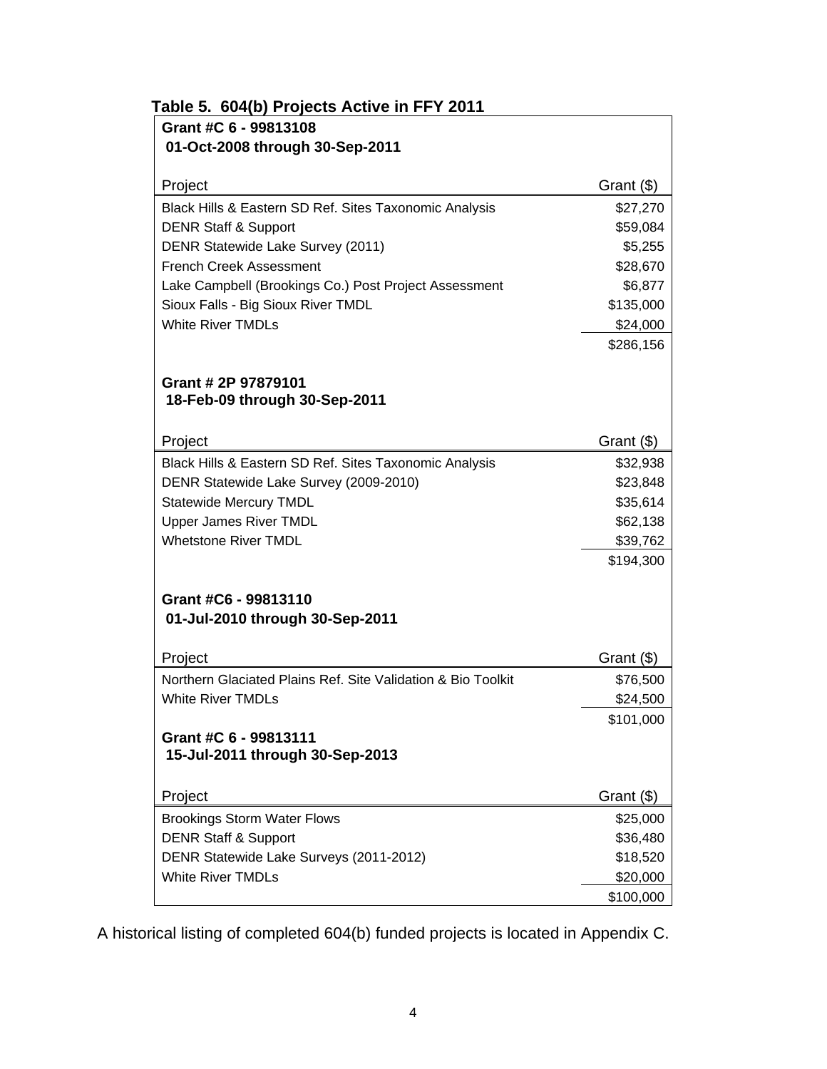**Table 5. 604(b) Projects Active in FFY 2011**

**Grant #C 6 - 99813108**
**01-Oct-2008 through 30-Sep-2011**

| Project | Grant ($) |
|---|---|
| Black Hills & Eastern SD Ref. Sites Taxonomic Analysis | $27,270 |
| DENR Staff & Support | $59,084 |
| DENR Statewide Lake Survey (2011) | $5,255 |
| French Creek Assessment | $28,670 |
| Lake Campbell (Brookings Co.) Post Project Assessment | $6,877 |
| Sioux Falls - Big Sioux River TMDL | $135,000 |
| White River TMDLs | $24,000 |
| | $286,156 |

**Grant # 2P 97879101**
**18-Feb-09 through 30-Sep-2011**

| Project | Grant ($) |
|---|---|
| Black Hills & Eastern SD Ref. Sites Taxonomic Analysis | $32,938 |
| DENR Statewide Lake Survey (2009-2010) | $23,848 |
| Statewide Mercury TMDL | $35,614 |
| Upper James River TMDL | $62,138 |
| Whetstone River TMDL | $39,762 |
| | $194,300 |

**Grant #C6 - 99813110**
**01-Jul-2010 through 30-Sep-2011**

| Project | Grant ($) |
|---|---|
| Northern Glaciated Plains Ref. Site Validation & Bio Toolkit | $76,500 |
| White River TMDLs | $24,500 |
| | $101,000 |

**Grant #C 6 - 99813111**
**15-Jul-2011 through 30-Sep-2013**

| Project | Grant ($) |
|---|---|
| Brookings Storm Water Flows | $25,000 |
| DENR Staff & Support | $36,480 |
| DENR Statewide Lake Surveys (2011-2012) | $18,520 |
| White River TMDLs | $20,000 |
| | $100,000 |

A historical listing of completed 604(b) funded projects is located in Appendix C.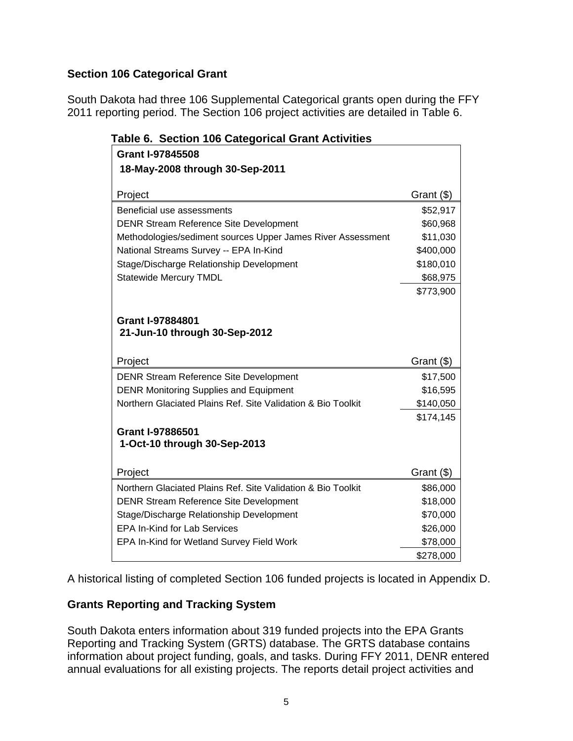## Section 106 Categorical Grant

South Dakota had three 106 Supplemental Categorical grants open during the FFY 2011 reporting period. The Section 106 project activities are detailed in Table 6.

**Table 6. Section 106 Categorical Grant Activities**

| **Grant I-97845508**<br>**18-May-2008 through 30-Sep-2011** | |
|---|---|
| Project | Grant ($) |
| Beneficial use assessments | $52,917 |
| DENR Stream Reference Site Development | $60,968 |
| Methodologies/sediment sources Upper James River Assessment | $11,030 |
| National Streams Survey -- EPA In-Kind | $400,000 |
| Stage/Discharge Relationship Development | $180,010 |
| Statewide Mercury TMDL | $68,975 |
| | $773,900 |
| **Grant I-97884801**<br>**21-Jun-10 through 30-Sep-2012** | |
| Project | Grant ($) |
| DENR Stream Reference Site Development | $17,500 |
| DENR Monitoring Supplies and Equipment | $16,595 |
| Northern Glaciated Plains Ref. Site Validation & Bio Toolkit | $140,050 |
| | $174,145 |
| **Grant I-97886501**<br>**1-Oct-10 through 30-Sep-2013** | |
| Project | Grant ($) |
| Northern Glaciated Plains Ref. Site Validation & Bio Toolkit | $86,000 |
| DENR Stream Reference Site Development | $18,000 |
| Stage/Discharge Relationship Development | $70,000 |
| EPA In-Kind for Lab Services | $26,000 |
| EPA In-Kind for Wetland Survey Field Work | $78,000 |
| | $278,000 |

A historical listing of completed Section 106 funded projects is located in Appendix D.

## Grants Reporting and Tracking System

South Dakota enters information about 319 funded projects into the EPA Grants Reporting and Tracking System (GRTS) database. The GRTS database contains information about project funding, goals, and tasks. During FFY 2011, DENR entered annual evaluations for all existing projects. The reports detail project activities and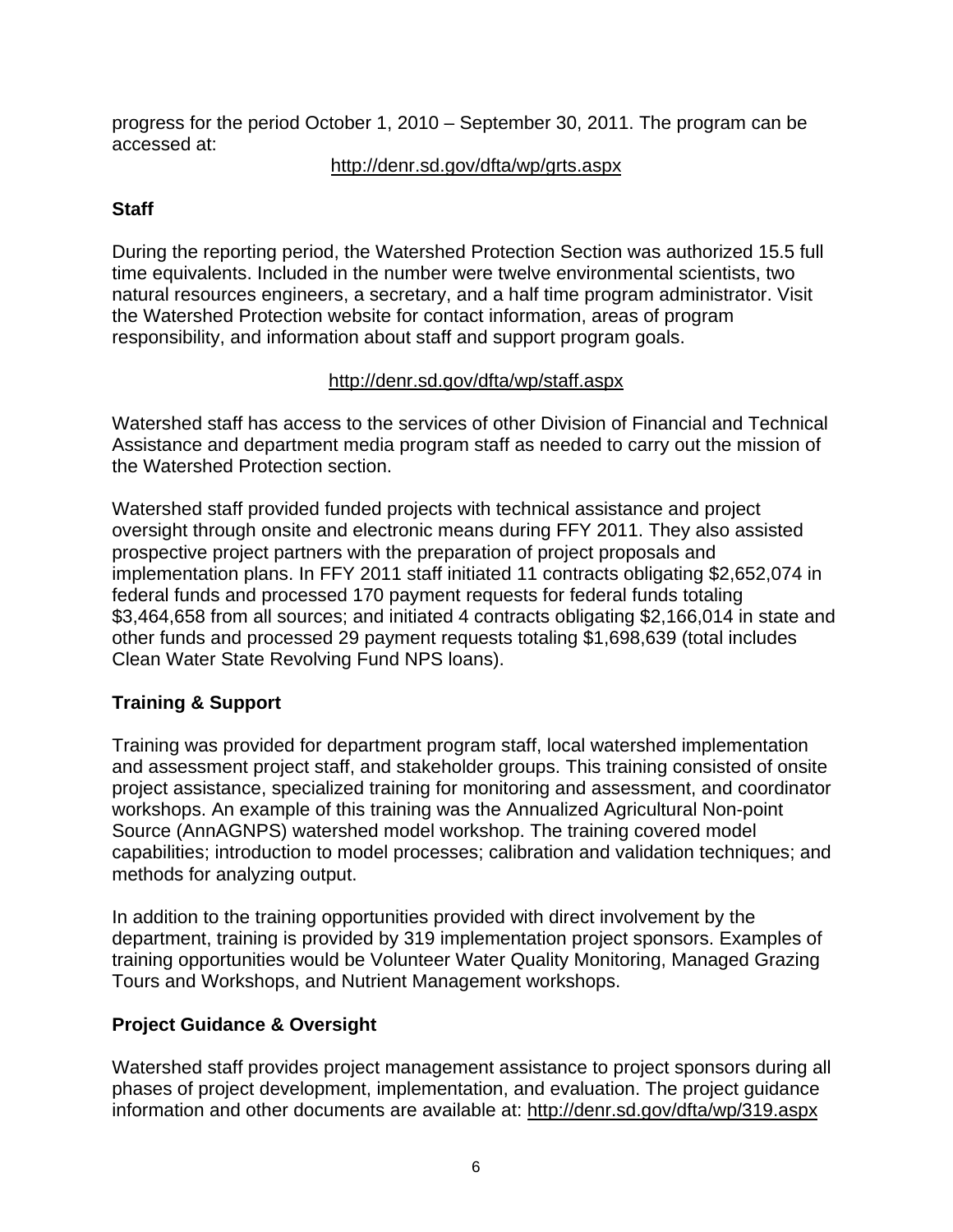progress for the period October 1, 2010 – September 30, 2011. The program can be accessed at:

http://denr.sd.gov/dfta/wp/grts.aspx

## Staff

During the reporting period, the Watershed Protection Section was authorized 15.5 full time equivalents. Included in the number were twelve environmental scientists, two natural resources engineers, a secretary, and a half time program administrator. Visit the Watershed Protection website for contact information, areas of program responsibility, and information about staff and support program goals.

http://denr.sd.gov/dfta/wp/staff.aspx

Watershed staff has access to the services of other Division of Financial and Technical Assistance and department media program staff as needed to carry out the mission of the Watershed Protection section.

Watershed staff provided funded projects with technical assistance and project oversight through onsite and electronic means during FFY 2011. They also assisted prospective project partners with the preparation of project proposals and implementation plans. In FFY 2011 staff initiated 11 contracts obligating $2,652,074 in federal funds and processed 170 payment requests for federal funds totaling $3,464,658 from all sources; and initiated 4 contracts obligating $2,166,014 in state and other funds and processed 29 payment requests totaling $1,698,639 (total includes Clean Water State Revolving Fund NPS loans).

## Training & Support

Training was provided for department program staff, local watershed implementation and assessment project staff, and stakeholder groups. This training consisted of onsite project assistance, specialized training for monitoring and assessment, and coordinator workshops. An example of this training was the Annualized Agricultural Non-point Source (AnnAGNPS) watershed model workshop. The training covered model capabilities; introduction to model processes; calibration and validation techniques; and methods for analyzing output.

In addition to the training opportunities provided with direct involvement by the department, training is provided by 319 implementation project sponsors. Examples of training opportunities would be Volunteer Water Quality Monitoring, Managed Grazing Tours and Workshops, and Nutrient Management workshops.

## Project Guidance & Oversight

Watershed staff provides project management assistance to project sponsors during all phases of project development, implementation, and evaluation. The project guidance information and other documents are available at: http://denr.sd.gov/dfta/wp/319.aspx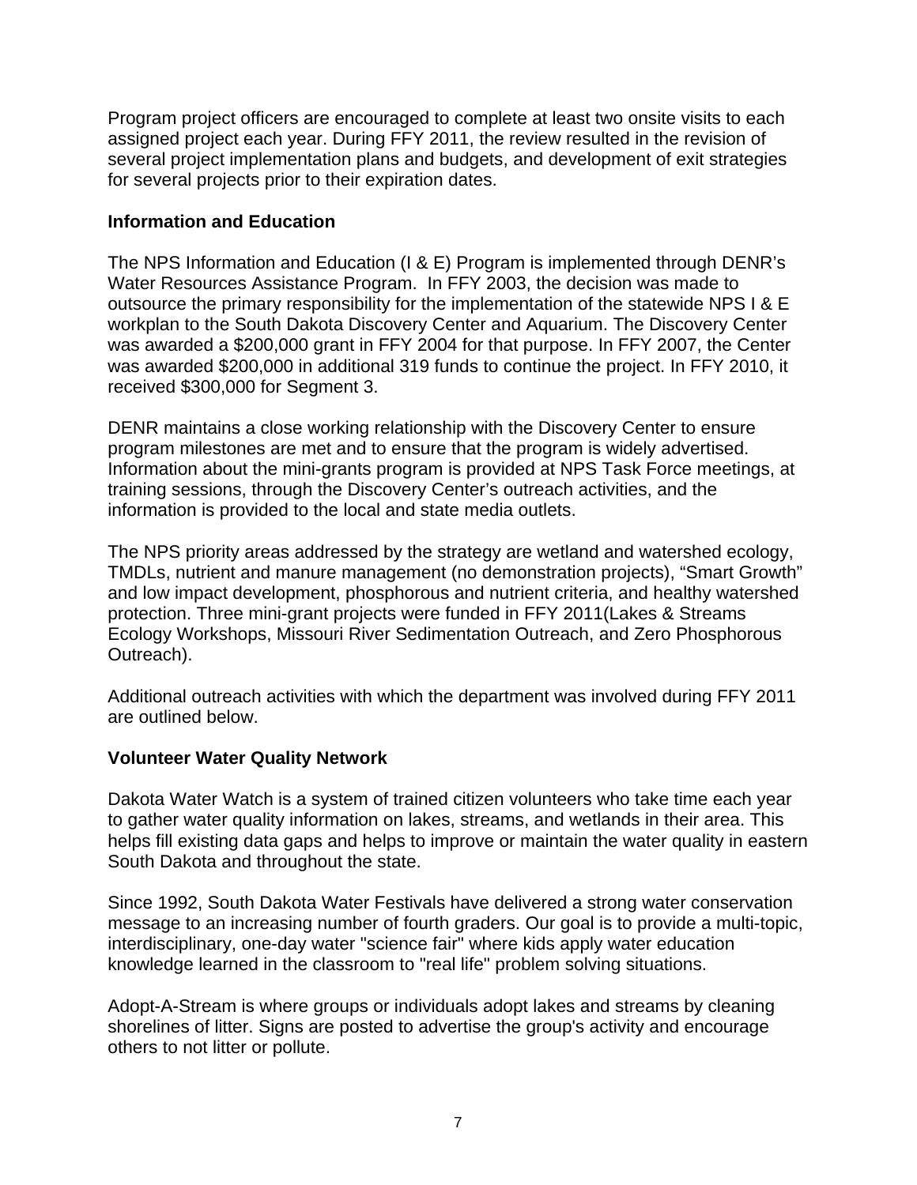Program project officers are encouraged to complete at least two onsite visits to each assigned project each year. During FFY 2011, the review resulted in the revision of several project implementation plans and budgets, and development of exit strategies for several projects prior to their expiration dates.

### Information and Education

The NPS Information and Education (I & E) Program is implemented through DENR's Water Resources Assistance Program. In FFY 2003, the decision was made to outsource the primary responsibility for the implementation of the statewide NPS I & E workplan to the South Dakota Discovery Center and Aquarium. The Discovery Center was awarded a $200,000 grant in FFY 2004 for that purpose. In FFY 2007, the Center was awarded $200,000 in additional 319 funds to continue the project. In FFY 2010, it received $300,000 for Segment 3.

DENR maintains a close working relationship with the Discovery Center to ensure program milestones are met and to ensure that the program is widely advertised. Information about the mini-grants program is provided at NPS Task Force meetings, at training sessions, through the Discovery Center's outreach activities, and the information is provided to the local and state media outlets.

The NPS priority areas addressed by the strategy are wetland and watershed ecology, TMDLs, nutrient and manure management (no demonstration projects), "Smart Growth" and low impact development, phosphorous and nutrient criteria, and healthy watershed protection. Three mini-grant projects were funded in FFY 2011(Lakes & Streams Ecology Workshops, Missouri River Sedimentation Outreach, and Zero Phosphorous Outreach).

Additional outreach activities with which the department was involved during FFY 2011 are outlined below.

### Volunteer Water Quality Network

Dakota Water Watch is a system of trained citizen volunteers who take time each year to gather water quality information on lakes, streams, and wetlands in their area. This helps fill existing data gaps and helps to improve or maintain the water quality in eastern South Dakota and throughout the state.

Since 1992, South Dakota Water Festivals have delivered a strong water conservation message to an increasing number of fourth graders. Our goal is to provide a multi-topic, interdisciplinary, one-day water "science fair" where kids apply water education knowledge learned in the classroom to "real life" problem solving situations.

Adopt-A-Stream is where groups or individuals adopt lakes and streams by cleaning shorelines of litter. Signs are posted to advertise the group's activity and encourage others to not litter or pollute.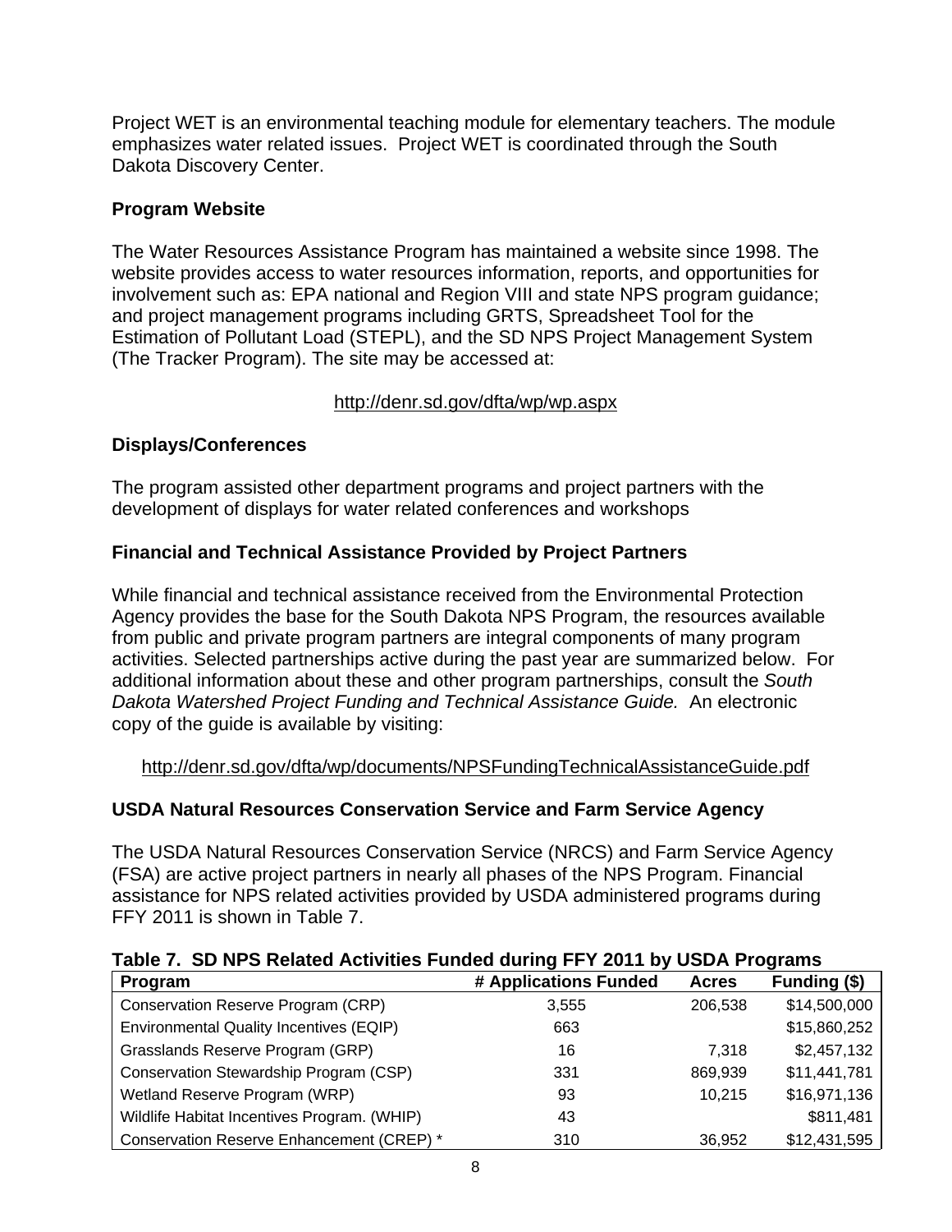Project WET is an environmental teaching module for elementary teachers. The module emphasizes water related issues. Project WET is coordinated through the South Dakota Discovery Center.

### Program Website

The Water Resources Assistance Program has maintained a website since 1998. The website provides access to water resources information, reports, and opportunities for involvement such as: EPA national and Region VIII and state NPS program guidance; and project management programs including GRTS, Spreadsheet Tool for the Estimation of Pollutant Load (STEPL), and the SD NPS Project Management System (The Tracker Program). The site may be accessed at:

http://denr.sd.gov/dfta/wp/wp.aspx

### Displays/Conferences

The program assisted other department programs and project partners with the development of displays for water related conferences and workshops

### Financial and Technical Assistance Provided by Project Partners

While financial and technical assistance received from the Environmental Protection Agency provides the base for the South Dakota NPS Program, the resources available from public and private program partners are integral components of many program activities. Selected partnerships active during the past year are summarized below. For additional information about these and other program partnerships, consult the *South Dakota Watershed Project Funding and Technical Assistance Guide.* An electronic copy of the guide is available by visiting:

http://denr.sd.gov/dfta/wp/documents/NPSFundingTechnicalAssistanceGuide.pdf

### USDA Natural Resources Conservation Service and Farm Service Agency

The USDA Natural Resources Conservation Service (NRCS) and Farm Service Agency (FSA) are active project partners in nearly all phases of the NPS Program. Financial assistance for NPS related activities provided by USDA administered programs during FFY 2011 is shown in Table 7.

**Table 7. SD NPS Related Activities Funded during FFY 2011 by USDA Programs**

| Program | # Applications Funded | Acres | Funding ($) |
|---|---|---|---|
| Conservation Reserve Program (CRP) | 3,555 | 206,538 | $14,500,000 |
| Environmental Quality Incentives (EQIP) | 663 | | $15,860,252 |
| Grasslands Reserve Program (GRP) | 16 | 7,318 | $2,457,132 |
| Conservation Stewardship Program (CSP) | 331 | 869,939 | $11,441,781 |
| Wetland Reserve Program (WRP) | 93 | 10,215 | $16,971,136 |
| Wildlife Habitat Incentives Program. (WHIP) | 43 | | $811,481 |
| Conservation Reserve Enhancement (CREP) * | 310 | 36,952 | $12,431,595 |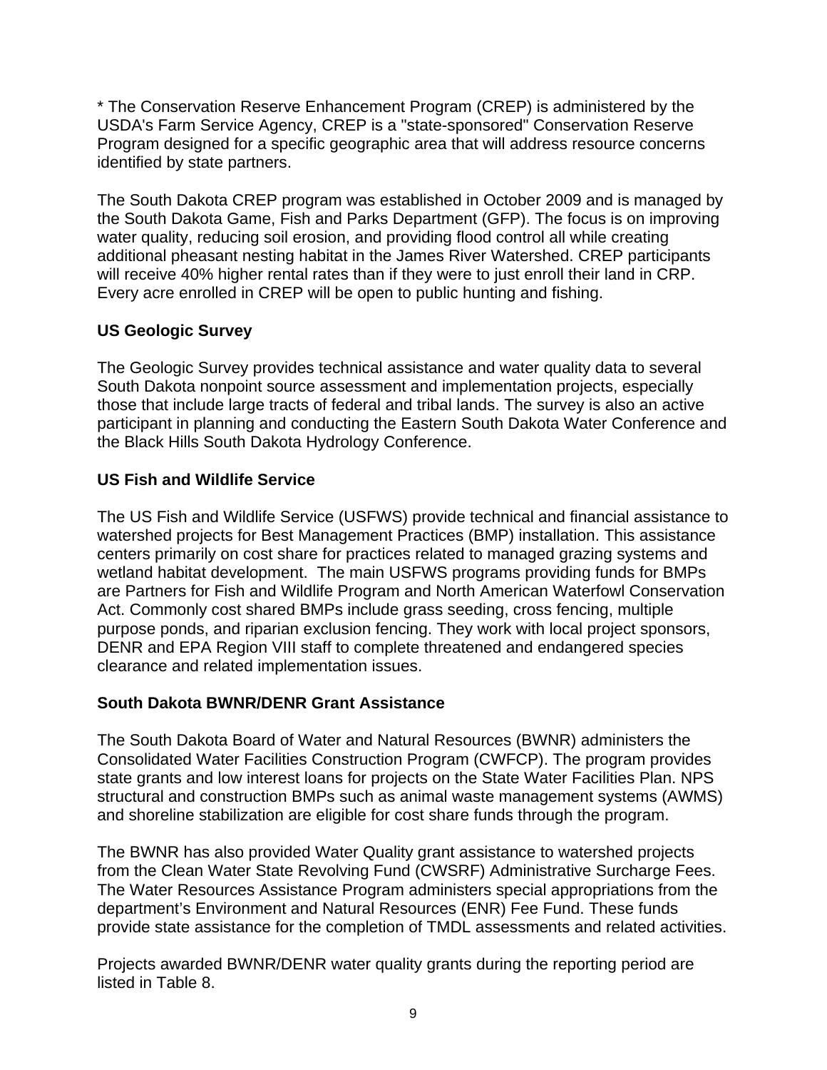* The Conservation Reserve Enhancement Program (CREP) is administered by the USDA's Farm Service Agency, CREP is a "state-sponsored" Conservation Reserve Program designed for a specific geographic area that will address resource concerns identified by state partners.

The South Dakota CREP program was established in October 2009 and is managed by the South Dakota Game, Fish and Parks Department (GFP). The focus is on improving water quality, reducing soil erosion, and providing flood control all while creating additional pheasant nesting habitat in the James River Watershed. CREP participants will receive 40% higher rental rates than if they were to just enroll their land in CRP. Every acre enrolled in CREP will be open to public hunting and fishing.

**US Geologic Survey**

The Geologic Survey provides technical assistance and water quality data to several South Dakota nonpoint source assessment and implementation projects, especially those that include large tracts of federal and tribal lands. The survey is also an active participant in planning and conducting the Eastern South Dakota Water Conference and the Black Hills South Dakota Hydrology Conference.

**US Fish and Wildlife Service**

The US Fish and Wildlife Service (USFWS) provide technical and financial assistance to watershed projects for Best Management Practices (BMP) installation. This assistance centers primarily on cost share for practices related to managed grazing systems and wetland habitat development. The main USFWS programs providing funds for BMPs are Partners for Fish and Wildlife Program and North American Waterfowl Conservation Act. Commonly cost shared BMPs include grass seeding, cross fencing, multiple purpose ponds, and riparian exclusion fencing. They work with local project sponsors, DENR and EPA Region VIII staff to complete threatened and endangered species clearance and related implementation issues.

**South Dakota BWNR/DENR Grant Assistance**

The South Dakota Board of Water and Natural Resources (BWNR) administers the Consolidated Water Facilities Construction Program (CWFCP). The program provides state grants and low interest loans for projects on the State Water Facilities Plan. NPS structural and construction BMPs such as animal waste management systems (AWMS) and shoreline stabilization are eligible for cost share funds through the program.

The BWNR has also provided Water Quality grant assistance to watershed projects from the Clean Water State Revolving Fund (CWSRF) Administrative Surcharge Fees. The Water Resources Assistance Program administers special appropriations from the department's Environment and Natural Resources (ENR) Fee Fund. These funds provide state assistance for the completion of TMDL assessments and related activities.

Projects awarded BWNR/DENR water quality grants during the reporting period are listed in Table 8.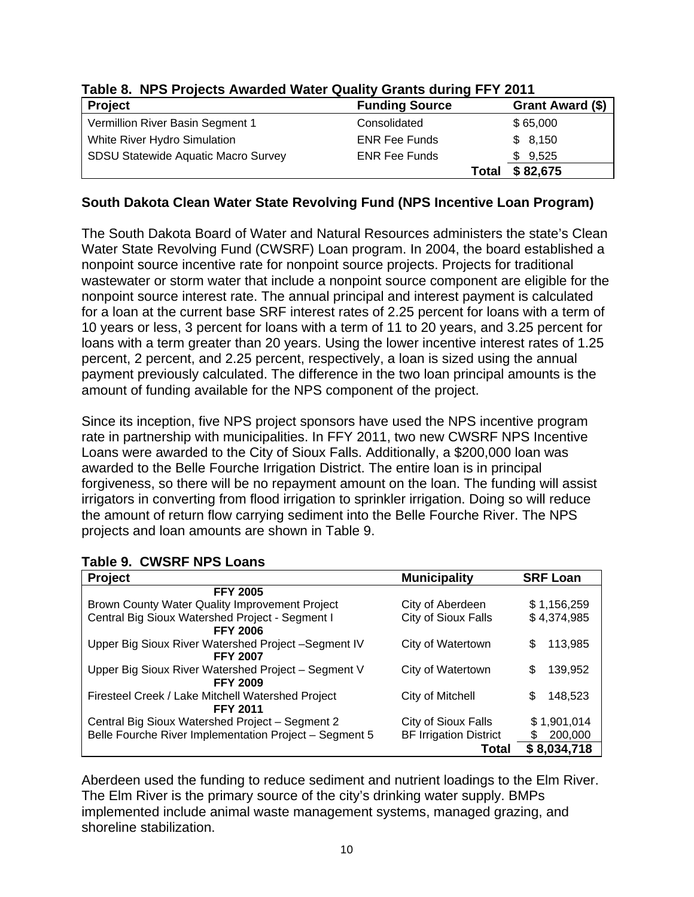**Table 8. NPS Projects Awarded Water Quality Grants during FFY 2011**

| Project | Funding Source | Grant Award ($) |
|---|---|---|
| Vermillion River Basin Segment 1 | Consolidated | $ 65,000 |
| White River Hydro Simulation | ENR Fee Funds | $ 8,150 |
| SDSU Statewide Aquatic Macro Survey | ENR Fee Funds | $ 9,525 |
| | Total | $ 82,675 |

### South Dakota Clean Water State Revolving Fund (NPS Incentive Loan Program)

The South Dakota Board of Water and Natural Resources administers the state's Clean Water State Revolving Fund (CWSRF) Loan program. In 2004, the board established a nonpoint source incentive rate for nonpoint source projects. Projects for traditional wastewater or storm water that include a nonpoint source component are eligible for the nonpoint source interest rate. The annual principal and interest payment is calculated for a loan at the current base SRF interest rates of 2.25 percent for loans with a term of 10 years or less, 3 percent for loans with a term of 11 to 20 years, and 3.25 percent for loans with a term greater than 20 years. Using the lower incentive interest rates of 1.25 percent, 2 percent, and 2.25 percent, respectively, a loan is sized using the annual payment previously calculated. The difference in the two loan principal amounts is the amount of funding available for the NPS component of the project.

Since its inception, five NPS project sponsors have used the NPS incentive program rate in partnership with municipalities. In FFY 2011, two new CWSRF NPS Incentive Loans were awarded to the City of Sioux Falls. Additionally, a $200,000 loan was awarded to the Belle Fourche Irrigation District. The entire loan is in principal forgiveness, so there will be no repayment amount on the loan. The funding will assist irrigators in converting from flood irrigation to sprinkler irrigation. Doing so will reduce the amount of return flow carrying sediment into the Belle Fourche River. The NPS projects and loan amounts are shown in Table 9.

**Table 9. CWSRF NPS Loans**

| Project | Municipality | SRF Loan |
|---|---|---|
| **FFY 2005** | | |
| Brown County Water Quality Improvement Project | City of Aberdeen | $ 1,156,259 |
| Central Big Sioux Watershed Project - Segment I | City of Sioux Falls | $ 4,374,985 |
| **FFY 2006** | | |
| Upper Big Sioux River Watershed Project –Segment IV | City of Watertown | $ 113,985 |
| **FFY 2007** | | |
| Upper Big Sioux River Watershed Project – Segment V | City of Watertown | $ 139,952 |
| **FFY 2009** | | |
| Firesteel Creek / Lake Mitchell Watershed Project | City of Mitchell | $ 148,523 |
| **FFY 2011** | | |
| Central Big Sioux Watershed Project – Segment 2 | City of Sioux Falls | $ 1,901,014 |
| Belle Fourche River Implementation Project – Segment 5 | BF Irrigation District | $ 200,000 |
| | **Total** | **$ 8,034,718** |

Aberdeen used the funding to reduce sediment and nutrient loadings to the Elm River. The Elm River is the primary source of the city's drinking water supply. BMPs implemented include animal waste management systems, managed grazing, and shoreline stabilization.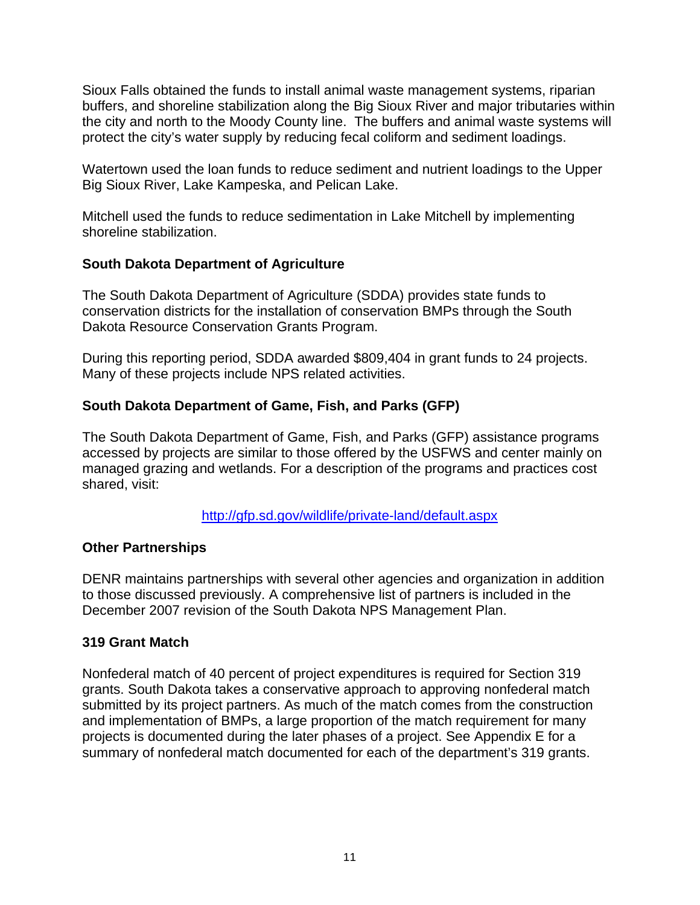Sioux Falls obtained the funds to install animal waste management systems, riparian buffers, and shoreline stabilization along the Big Sioux River and major tributaries within the city and north to the Moody County line. The buffers and animal waste systems will protect the city's water supply by reducing fecal coliform and sediment loadings.

Watertown used the loan funds to reduce sediment and nutrient loadings to the Upper Big Sioux River, Lake Kampeska, and Pelican Lake.

Mitchell used the funds to reduce sedimentation in Lake Mitchell by implementing shoreline stabilization.

### South Dakota Department of Agriculture

The South Dakota Department of Agriculture (SDDA) provides state funds to conservation districts for the installation of conservation BMPs through the South Dakota Resource Conservation Grants Program.

During this reporting period, SDDA awarded $809,404 in grant funds to 24 projects. Many of these projects include NPS related activities.

### South Dakota Department of Game, Fish, and Parks (GFP)

The South Dakota Department of Game, Fish, and Parks (GFP) assistance programs accessed by projects are similar to those offered by the USFWS and center mainly on managed grazing and wetlands. For a description of the programs and practices cost shared, visit:

http://gfp.sd.gov/wildlife/private-land/default.aspx

### Other Partnerships

DENR maintains partnerships with several other agencies and organization in addition to those discussed previously. A comprehensive list of partners is included in the December 2007 revision of the South Dakota NPS Management Plan.

### 319 Grant Match

Nonfederal match of 40 percent of project expenditures is required for Section 319 grants. South Dakota takes a conservative approach to approving nonfederal match submitted by its project partners. As much of the match comes from the construction and implementation of BMPs, a large proportion of the match requirement for many projects is documented during the later phases of a project. See Appendix E for a summary of nonfederal match documented for each of the department's 319 grants.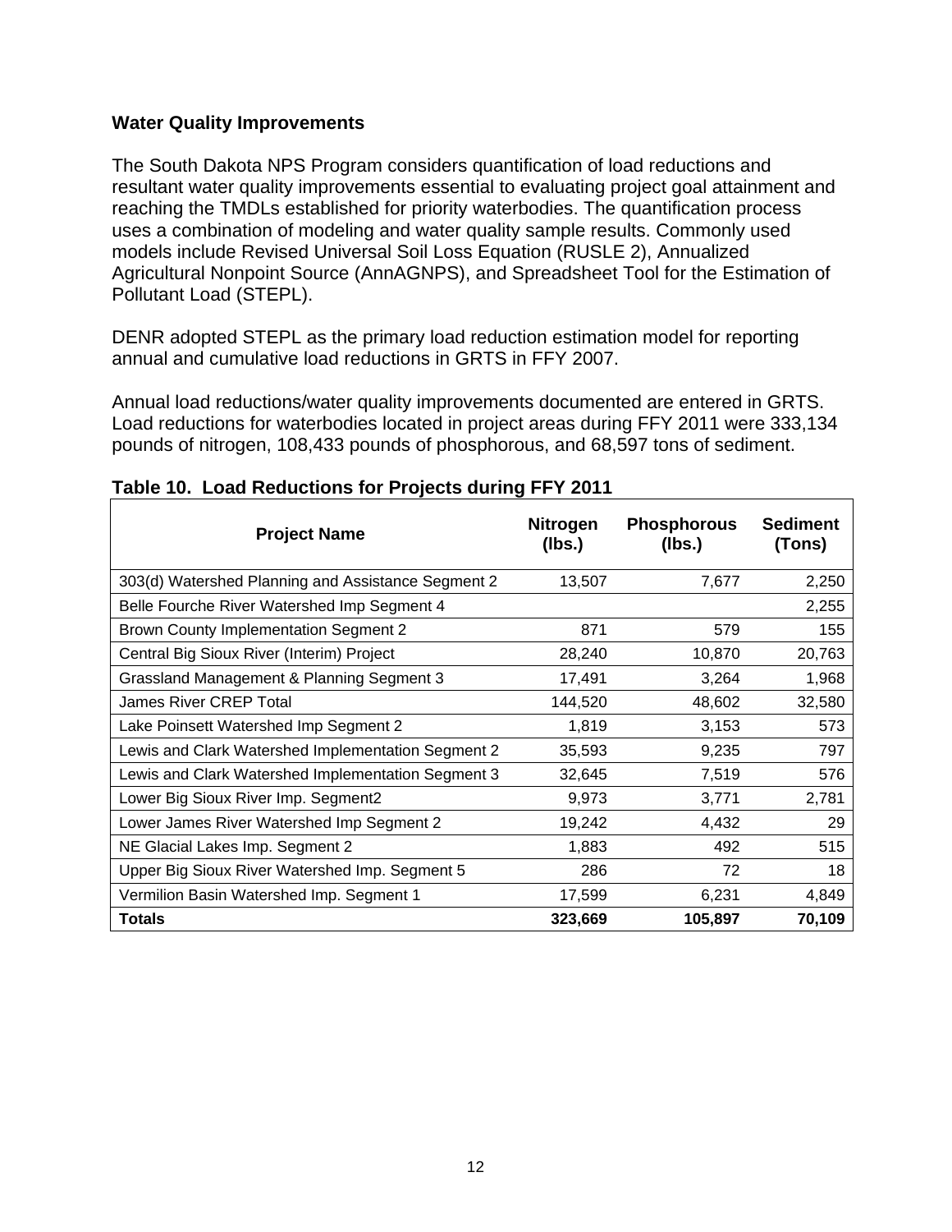## Water Quality Improvements

The South Dakota NPS Program considers quantification of load reductions and resultant water quality improvements essential to evaluating project goal attainment and reaching the TMDLs established for priority waterbodies. The quantification process uses a combination of modeling and water quality sample results. Commonly used models include Revised Universal Soil Loss Equation (RUSLE 2), Annualized Agricultural Nonpoint Source (AnnAGNPS), and Spreadsheet Tool for the Estimation of Pollutant Load (STEPL).

DENR adopted STEPL as the primary load reduction estimation model for reporting annual and cumulative load reductions in GRTS in FFY 2007.

Annual load reductions/water quality improvements documented are entered in GRTS. Load reductions for waterbodies located in project areas during FFY 2011 were 333,134 pounds of nitrogen, 108,433 pounds of phosphorous, and 68,597 tons of sediment.

**Table 10. Load Reductions for Projects during FFY 2011**

| Project Name | Nitrogen (lbs.) | Phosphorous (lbs.) | Sediment (Tons) |
|---|---|---|---|
| 303(d) Watershed Planning and Assistance Segment 2 | 13,507 | 7,677 | 2,250 |
| Belle Fourche River Watershed Imp Segment 4 | | | 2,255 |
| Brown County Implementation Segment 2 | 871 | 579 | 155 |
| Central Big Sioux River (Interim) Project | 28,240 | 10,870 | 20,763 |
| Grassland Management & Planning Segment 3 | 17,491 | 3,264 | 1,968 |
| James River CREP Total | 144,520 | 48,602 | 32,580 |
| Lake Poinsett Watershed Imp Segment 2 | 1,819 | 3,153 | 573 |
| Lewis and Clark Watershed Implementation Segment 2 | 35,593 | 9,235 | 797 |
| Lewis and Clark Watershed Implementation Segment 3 | 32,645 | 7,519 | 576 |
| Lower Big Sioux River Imp. Segment2 | 9,973 | 3,771 | 2,781 |
| Lower James River Watershed Imp Segment 2 | 19,242 | 4,432 | 29 |
| NE Glacial Lakes Imp. Segment 2 | 1,883 | 492 | 515 |
| Upper Big Sioux River Watershed Imp. Segment 5 | 286 | 72 | 18 |
| Vermilion Basin Watershed Imp. Segment 1 | 17,599 | 6,231 | 4,849 |
| **Totals** | **323,669** | **105,897** | **70,109** |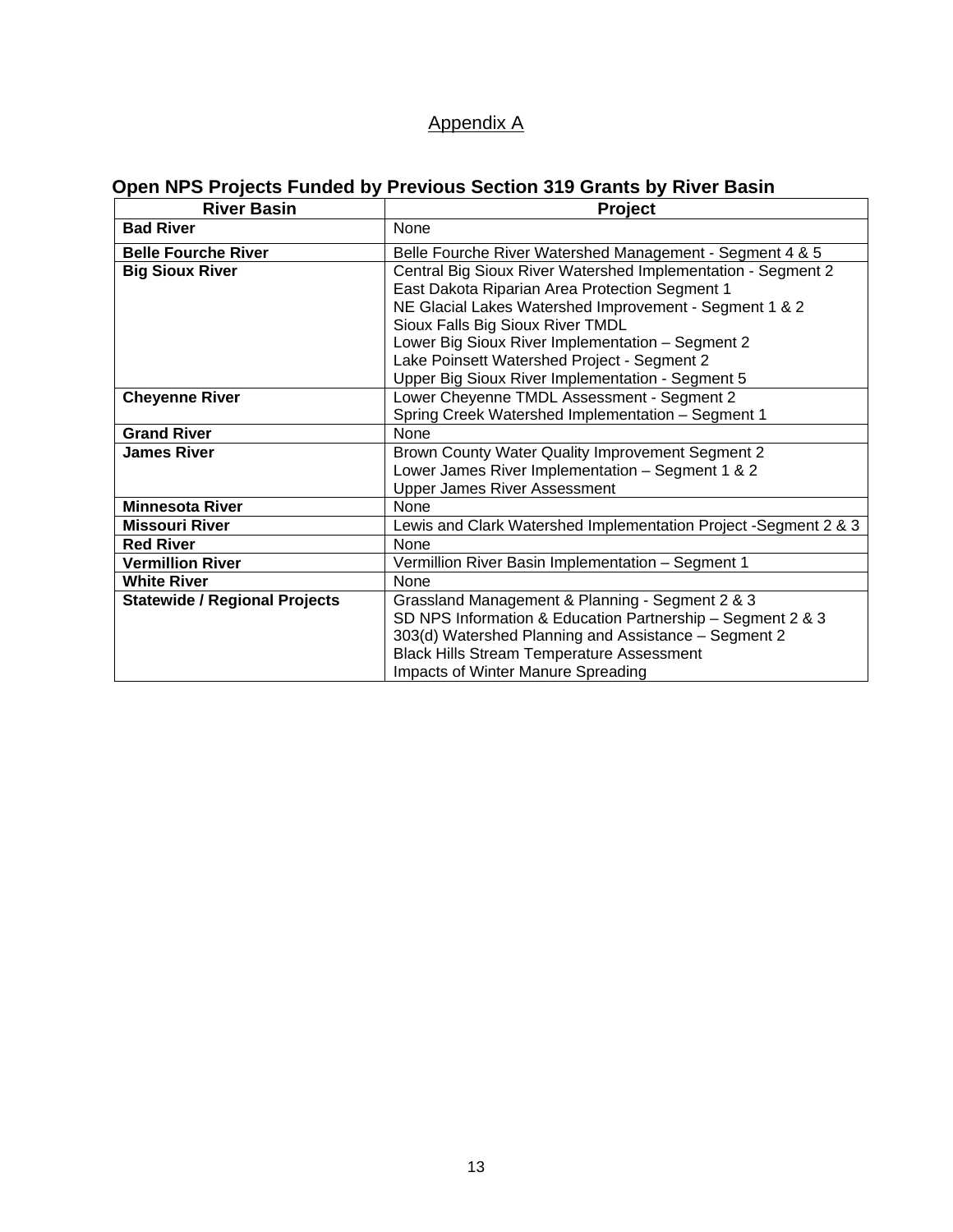# Appendix A

## Open NPS Projects Funded by Previous Section 319 Grants by River Basin

| River Basin | Project |
|---|---|
| **Bad River** | None |
| **Belle Fourche River** | Belle Fourche River Watershed Management - Segment 4 & 5 |
| **Big Sioux River** | Central Big Sioux River Watershed Implementation - Segment 2<br>East Dakota Riparian Area Protection Segment 1<br>NE Glacial Lakes Watershed Improvement - Segment 1 & 2<br>Sioux Falls Big Sioux River TMDL<br>Lower Big Sioux River Implementation – Segment 2<br>Lake Poinsett Watershed Project - Segment 2<br>Upper Big Sioux River Implementation - Segment 5 |
| **Cheyenne River** | Lower Cheyenne TMDL Assessment - Segment 2<br>Spring Creek Watershed Implementation – Segment 1 |
| **Grand River** | None |
| **James River** | Brown County Water Quality Improvement Segment 2<br>Lower James River Implementation – Segment 1 & 2<br>Upper James River Assessment |
| **Minnesota River** | None |
| **Missouri River** | Lewis and Clark Watershed Implementation Project -Segment 2 & 3 |
| **Red River** | None |
| **Vermillion River** | Vermillion River Basin Implementation – Segment 1 |
| **White River** | None |
| **Statewide / Regional Projects** | Grassland Management & Planning - Segment 2 & 3<br>SD NPS Information & Education Partnership – Segment 2 & 3<br>303(d) Watershed Planning and Assistance – Segment 2<br>Black Hills Stream Temperature Assessment<br>Impacts of Winter Manure Spreading |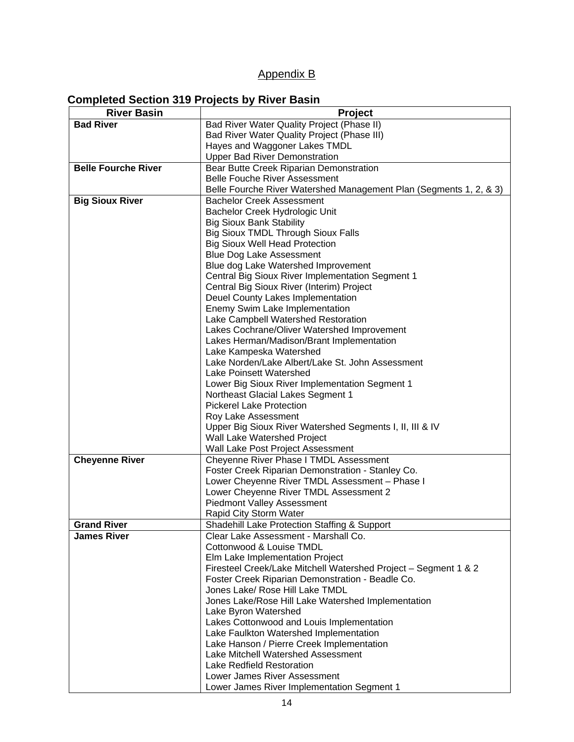Appendix B

## Completed Section 319 Projects by River Basin

| River Basin | Project |
|---|---|
| **Bad River** | Bad River Water Quality Project (Phase II) |
| | Bad River Water Quality Project (Phase III) |
| | Hayes and Waggoner Lakes TMDL |
| | Upper Bad River Demonstration |
| **Belle Fourche River** | Bear Butte Creek Riparian Demonstration |
| | Belle Fouche River Assessment |
| | Belle Fourche River Watershed Management Plan (Segments 1, 2, & 3) |
| **Big Sioux River** | Bachelor Creek Assessment |
| | Bachelor Creek Hydrologic Unit |
| | Big Sioux Bank Stability |
| | Big Sioux TMDL Through Sioux Falls |
| | Big Sioux Well Head Protection |
| | Blue Dog Lake Assessment |
| | Blue dog Lake Watershed Improvement |
| | Central Big Sioux River Implementation Segment 1 |
| | Central Big Sioux River (Interim) Project |
| | Deuel County Lakes Implementation |
| | Enemy Swim Lake Implementation |
| | Lake Campbell Watershed Restoration |
| | Lakes Cochrane/Oliver Watershed Improvement |
| | Lakes Herman/Madison/Brant Implementation |
| | Lake Kampeska Watershed |
| | Lake Norden/Lake Albert/Lake St. John Assessment |
| | Lake Poinsett Watershed |
| | Lower Big Sioux River Implementation Segment 1 |
| | Northeast Glacial Lakes Segment 1 |
| | Pickerel Lake Protection |
| | Roy Lake Assessment |
| | Upper Big Sioux River Watershed Segments I, II, III & IV |
| | Wall Lake Watershed Project |
| | Wall Lake Post Project Assessment |
| **Cheyenne River** | Cheyenne River Phase I TMDL Assessment |
| | Foster Creek Riparian Demonstration - Stanley Co. |
| | Lower Cheyenne River TMDL Assessment – Phase I |
| | Lower Cheyenne River TMDL Assessment 2 |
| | Piedmont Valley Assessment |
| | Rapid City Storm Water |
| **Grand River** | Shadehill Lake Protection Staffing & Support |
| **James River** | Clear Lake Assessment - Marshall Co. |
| | Cottonwood & Louise TMDL |
| | Elm Lake Implementation Project |
| | Firesteel Creek/Lake Mitchell Watershed Project – Segment 1 & 2 |
| | Foster Creek Riparian Demonstration - Beadle Co. |
| | Jones Lake/ Rose Hill Lake TMDL |
| | Jones Lake/Rose Hill Lake Watershed Implementation |
| | Lake Byron Watershed |
| | Lakes Cottonwood and Louis Implementation |
| | Lake Faulkton Watershed Implementation |
| | Lake Hanson / Pierre Creek Implementation |
| | Lake Mitchell Watershed Assessment |
| | Lake Redfield Restoration |
| | Lower James River Assessment |
| | Lower James River Implementation Segment 1 |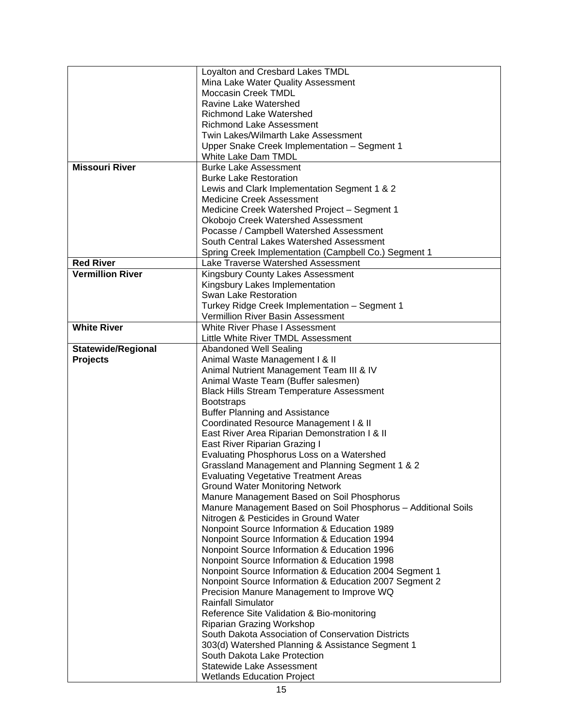| | |
|---|---|
| | Loyalton and Cresbard Lakes TMDL<br>Mina Lake Water Quality Assessment<br>Moccasin Creek TMDL<br>Ravine Lake Watershed<br>Richmond Lake Watershed<br>Richmond Lake Assessment<br>Twin Lakes/Wilmarth Lake Assessment<br>Upper Snake Creek Implementation – Segment 1<br>White Lake Dam TMDL |
| **Missouri River** | Burke Lake Assessment<br>Burke Lake Restoration<br>Lewis and Clark Implementation Segment 1 & 2<br>Medicine Creek Assessment<br>Medicine Creek Watershed Project – Segment 1<br>Okobojo Creek Watershed Assessment<br>Pocasse / Campbell Watershed Assessment<br>South Central Lakes Watershed Assessment<br>Spring Creek Implementation (Campbell Co.) Segment 1 |
| **Red River** | Lake Traverse Watershed Assessment |
| **Vermillion River** | Kingsbury County Lakes Assessment<br>Kingsbury Lakes Implementation<br>Swan Lake Restoration<br>Turkey Ridge Creek Implementation – Segment 1<br>Vermillion River Basin Assessment |
| **White River** | White River Phase I Assessment<br>Little White River TMDL Assessment |
| **Statewide/Regional Projects** | Abandoned Well Sealing<br>Animal Waste Management I & II<br>Animal Nutrient Management Team III & IV<br>Animal Waste Team (Buffer salesmen)<br>Black Hills Stream Temperature Assessment<br>Bootstraps<br>Buffer Planning and Assistance<br>Coordinated Resource Management I & II<br>East River Area Riparian Demonstration I & II<br>East River Riparian Grazing I<br>Evaluating Phosphorus Loss on a Watershed<br>Grassland Management and Planning Segment 1 & 2<br>Evaluating Vegetative Treatment Areas<br>Ground Water Monitoring Network<br>Manure Management Based on Soil Phosphorus<br>Manure Management Based on Soil Phosphorus – Additional Soils<br>Nitrogen & Pesticides in Ground Water<br>Nonpoint Source Information & Education 1989<br>Nonpoint Source Information & Education 1994<br>Nonpoint Source Information & Education 1996<br>Nonpoint Source Information & Education 1998<br>Nonpoint Source Information & Education 2004 Segment 1<br>Nonpoint Source Information & Education 2007 Segment 2<br>Precision Manure Management to Improve WQ<br>Rainfall Simulator<br>Reference Site Validation & Bio-monitoring<br>Riparian Grazing Workshop<br>South Dakota Association of Conservation Districts<br>303(d) Watershed Planning & Assistance Segment 1<br>South Dakota Lake Protection<br>Statewide Lake Assessment<br>Wetlands Education Project |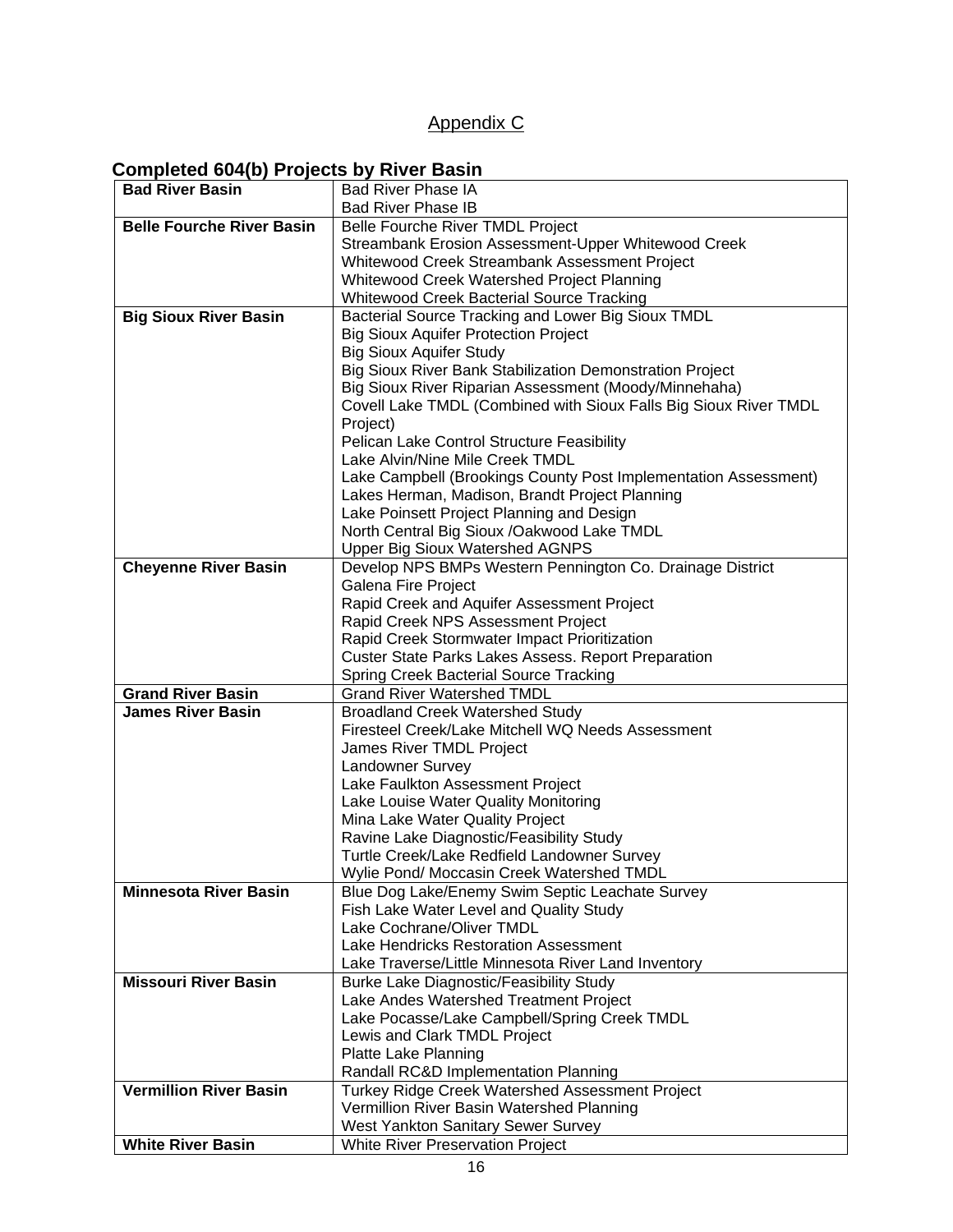Appendix C

## Completed 604(b) Projects by River Basin

| | |
|---|---|
| **Bad River Basin** | Bad River Phase IA<br>Bad River Phase IB |
| **Belle Fourche River Basin** | Belle Fourche River TMDL Project<br>Streambank Erosion Assessment-Upper Whitewood Creek<br>Whitewood Creek Streambank Assessment Project<br>Whitewood Creek Watershed Project Planning<br>Whitewood Creek Bacterial Source Tracking |
| **Big Sioux River Basin** | Bacterial Source Tracking and Lower Big Sioux TMDL<br>Big Sioux Aquifer Protection Project<br>Big Sioux Aquifer Study<br>Big Sioux River Bank Stabilization Demonstration Project<br>Big Sioux River Riparian Assessment (Moody/Minnehaha)<br>Covell Lake TMDL (Combined with Sioux Falls Big Sioux River TMDL Project)<br>Pelican Lake Control Structure Feasibility<br>Lake Alvin/Nine Mile Creek TMDL<br>Lake Campbell (Brookings County Post Implementation Assessment)<br>Lakes Herman, Madison, Brandt Project Planning<br>Lake Poinsett Project Planning and Design<br>North Central Big Sioux /Oakwood Lake TMDL<br>Upper Big Sioux Watershed AGNPS |
| **Cheyenne River Basin** | Develop NPS BMPs Western Pennington Co. Drainage District<br>Galena Fire Project<br>Rapid Creek and Aquifer Assessment Project<br>Rapid Creek NPS Assessment Project<br>Rapid Creek Stormwater Impact Prioritization<br>Custer State Parks Lakes Assess. Report Preparation<br>Spring Creek Bacterial Source Tracking |
| **Grand River Basin** | Grand River Watershed TMDL |
| **James River Basin** | Broadland Creek Watershed Study<br>Firesteel Creek/Lake Mitchell WQ Needs Assessment<br>James River TMDL Project<br>Landowner Survey<br>Lake Faulkton Assessment Project<br>Lake Louise Water Quality Monitoring<br>Mina Lake Water Quality Project<br>Ravine Lake Diagnostic/Feasibility Study<br>Turtle Creek/Lake Redfield Landowner Survey<br>Wylie Pond/ Moccasin Creek Watershed TMDL |
| **Minnesota River Basin** | Blue Dog Lake/Enemy Swim Septic Leachate Survey<br>Fish Lake Water Level and Quality Study<br>Lake Cochrane/Oliver TMDL<br>Lake Hendricks Restoration Assessment<br>Lake Traverse/Little Minnesota River Land Inventory |
| **Missouri River Basin** | Burke Lake Diagnostic/Feasibility Study<br>Lake Andes Watershed Treatment Project<br>Lake Pocasse/Lake Campbell/Spring Creek TMDL<br>Lewis and Clark TMDL Project<br>Platte Lake Planning<br>Randall RC&D Implementation Planning |
| **Vermillion River Basin** | Turkey Ridge Creek Watershed Assessment Project<br>Vermillion River Basin Watershed Planning<br>West Yankton Sanitary Sewer Survey |
| **White River Basin** | White River Preservation Project |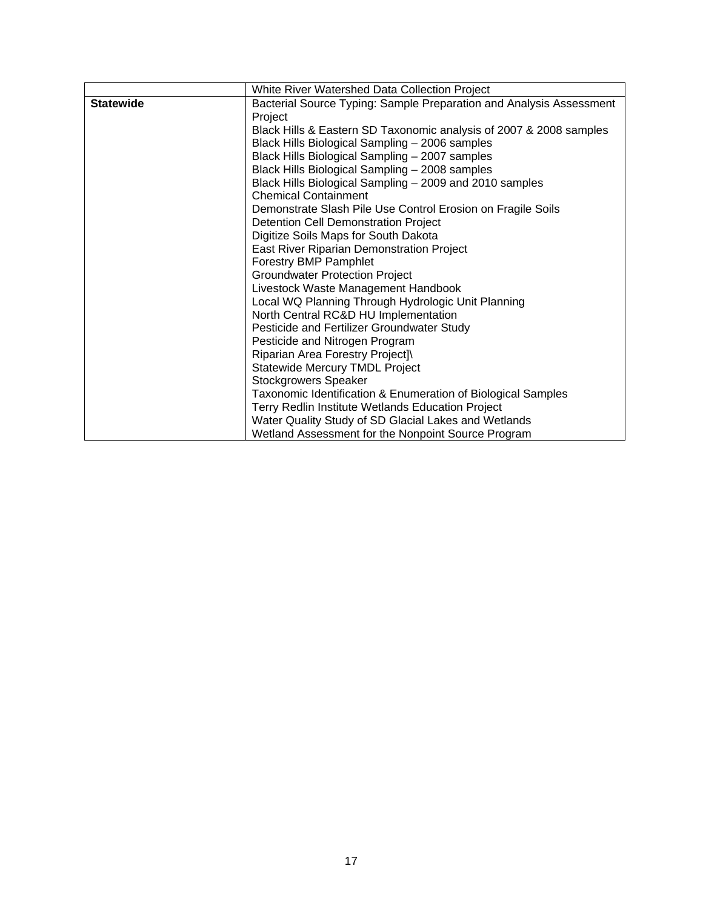| | |
|---|---|
| | White River Watershed Data Collection Project |
| **Statewide** | Bacterial Source Typing: Sample Preparation and Analysis Assessment Project<br>Black Hills & Eastern SD Taxonomic analysis of 2007 & 2008 samples<br>Black Hills Biological Sampling – 2006 samples<br>Black Hills Biological Sampling – 2007 samples<br>Black Hills Biological Sampling – 2008 samples<br>Black Hills Biological Sampling – 2009 and 2010 samples<br>Chemical Containment<br>Demonstrate Slash Pile Use Control Erosion on Fragile Soils<br>Detention Cell Demonstration Project<br>Digitize Soils Maps for South Dakota<br>East River Riparian Demonstration Project<br>Forestry BMP Pamphlet<br>Groundwater Protection Project<br>Livestock Waste Management Handbook<br>Local WQ Planning Through Hydrologic Unit Planning<br>North Central RC&D HU Implementation<br>Pesticide and Fertilizer Groundwater Study<br>Pesticide and Nitrogen Program<br>Riparian Area Forestry Project]\<br>Statewide Mercury TMDL Project<br>Stockgrowers Speaker<br>Taxonomic Identification & Enumeration of Biological Samples<br>Terry Redlin Institute Wetlands Education Project<br>Water Quality Study of SD Glacial Lakes and Wetlands<br>Wetland Assessment for the Nonpoint Source Program |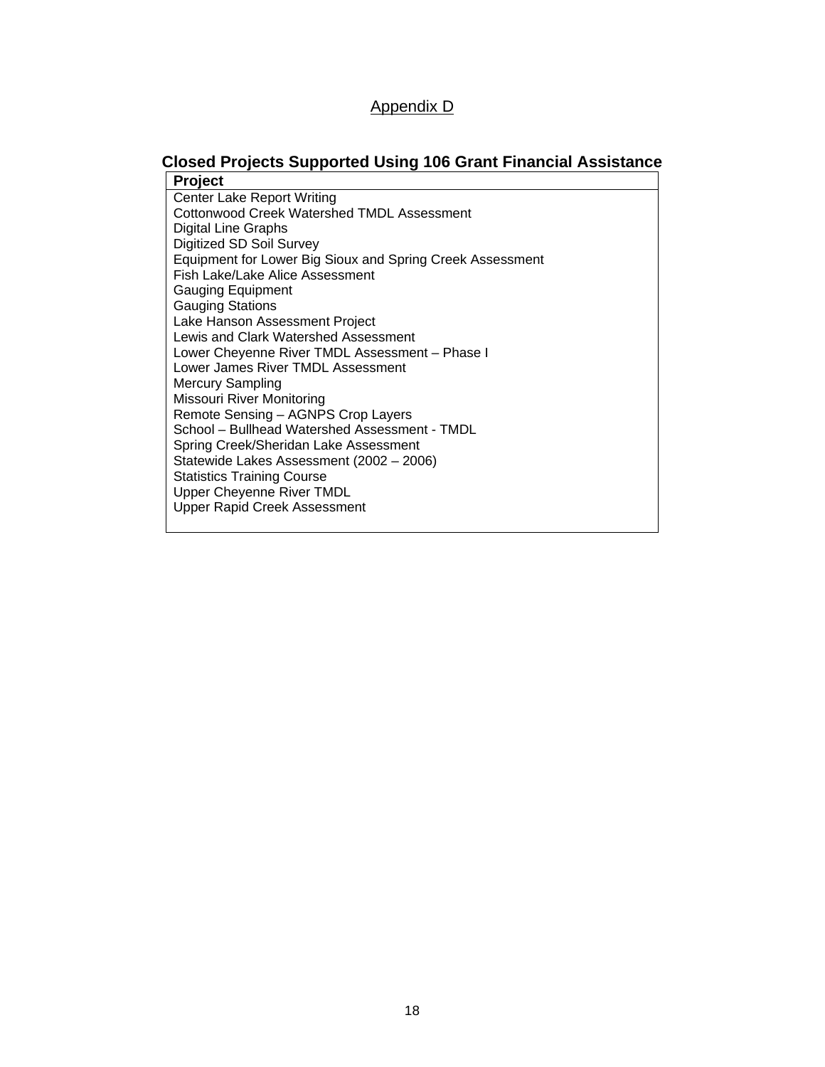Appendix D

## Closed Projects Supported Using 106 Grant Financial Assistance

| Project |
| --- |
| Center Lake Report Writing |
| Cottonwood Creek Watershed TMDL Assessment |
| Digital Line Graphs |
| Digitized SD Soil Survey |
| Equipment for Lower Big Sioux and Spring Creek Assessment |
| Fish Lake/Lake Alice Assessment |
| Gauging Equipment |
| Gauging Stations |
| Lake Hanson Assessment Project |
| Lewis and Clark Watershed Assessment |
| Lower Cheyenne River TMDL Assessment – Phase I |
| Lower James River TMDL Assessment |
| Mercury Sampling |
| Missouri River Monitoring |
| Remote Sensing – AGNPS Crop Layers |
| School – Bullhead Watershed Assessment - TMDL |
| Spring Creek/Sheridan Lake Assessment |
| Statewide Lakes Assessment (2002 – 2006) |
| Statistics Training Course |
| Upper Cheyenne River TMDL |
| Upper Rapid Creek Assessment |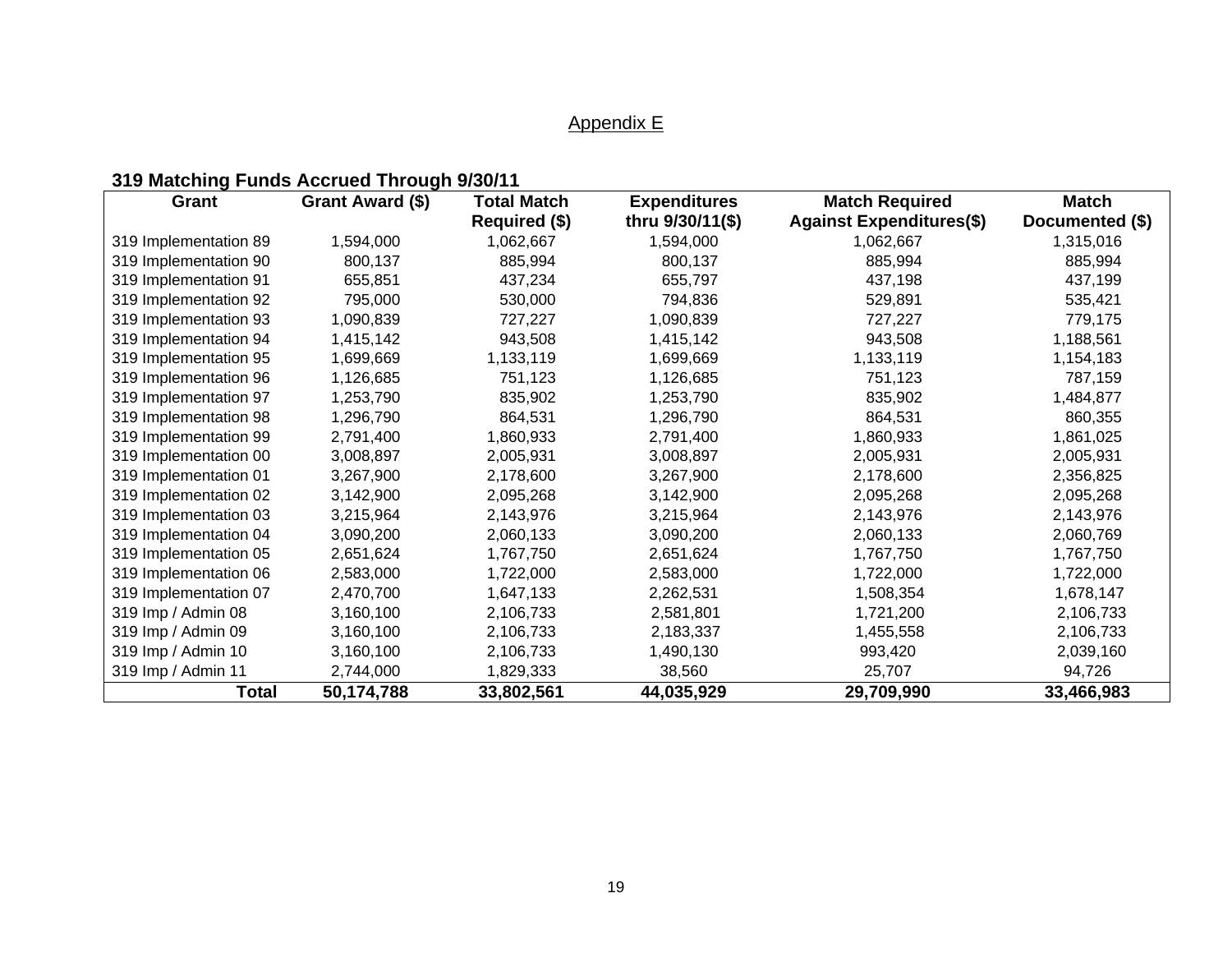Appendix E

**319 Matching Funds Accrued Through 9/30/11**

| Grant | Grant Award ($) | Total Match Required ($) | Expenditures thru 9/30/11($) | Match Required Against Expenditures($) | Match Documented ($) |
|---|---|---|---|---|---|
| 319 Implementation 89 | 1,594,000 | 1,062,667 | 1,594,000 | 1,062,667 | 1,315,016 |
| 319 Implementation 90 | 800,137 | 885,994 | 800,137 | 885,994 | 885,994 |
| 319 Implementation 91 | 655,851 | 437,234 | 655,797 | 437,198 | 437,199 |
| 319 Implementation 92 | 795,000 | 530,000 | 794,836 | 529,891 | 535,421 |
| 319 Implementation 93 | 1,090,839 | 727,227 | 1,090,839 | 727,227 | 779,175 |
| 319 Implementation 94 | 1,415,142 | 943,508 | 1,415,142 | 943,508 | 1,188,561 |
| 319 Implementation 95 | 1,699,669 | 1,133,119 | 1,699,669 | 1,133,119 | 1,154,183 |
| 319 Implementation 96 | 1,126,685 | 751,123 | 1,126,685 | 751,123 | 787,159 |
| 319 Implementation 97 | 1,253,790 | 835,902 | 1,253,790 | 835,902 | 1,484,877 |
| 319 Implementation 98 | 1,296,790 | 864,531 | 1,296,790 | 864,531 | 860,355 |
| 319 Implementation 99 | 2,791,400 | 1,860,933 | 2,791,400 | 1,860,933 | 1,861,025 |
| 319 Implementation 00 | 3,008,897 | 2,005,931 | 3,008,897 | 2,005,931 | 2,005,931 |
| 319 Implementation 01 | 3,267,900 | 2,178,600 | 3,267,900 | 2,178,600 | 2,356,825 |
| 319 Implementation 02 | 3,142,900 | 2,095,268 | 3,142,900 | 2,095,268 | 2,095,268 |
| 319 Implementation 03 | 3,215,964 | 2,143,976 | 3,215,964 | 2,143,976 | 2,143,976 |
| 319 Implementation 04 | 3,090,200 | 2,060,133 | 3,090,200 | 2,060,133 | 2,060,769 |
| 319 Implementation 05 | 2,651,624 | 1,767,750 | 2,651,624 | 1,767,750 | 1,767,750 |
| 319 Implementation 06 | 2,583,000 | 1,722,000 | 2,583,000 | 1,722,000 | 1,722,000 |
| 319 Implementation 07 | 2,470,700 | 1,647,133 | 2,262,531 | 1,508,354 | 1,678,147 |
| 319 Imp / Admin 08 | 3,160,100 | 2,106,733 | 2,581,801 | 1,721,200 | 2,106,733 |
| 319 Imp / Admin 09 | 3,160,100 | 2,106,733 | 2,183,337 | 1,455,558 | 2,106,733 |
| 319 Imp / Admin 10 | 3,160,100 | 2,106,733 | 1,490,130 | 993,420 | 2,039,160 |
| 319 Imp / Admin 11 | 2,744,000 | 1,829,333 | 38,560 | 25,707 | 94,726 |
| **Total** | **50,174,788** | **33,802,561** | **44,035,929** | **29,709,990** | **33,466,983** |